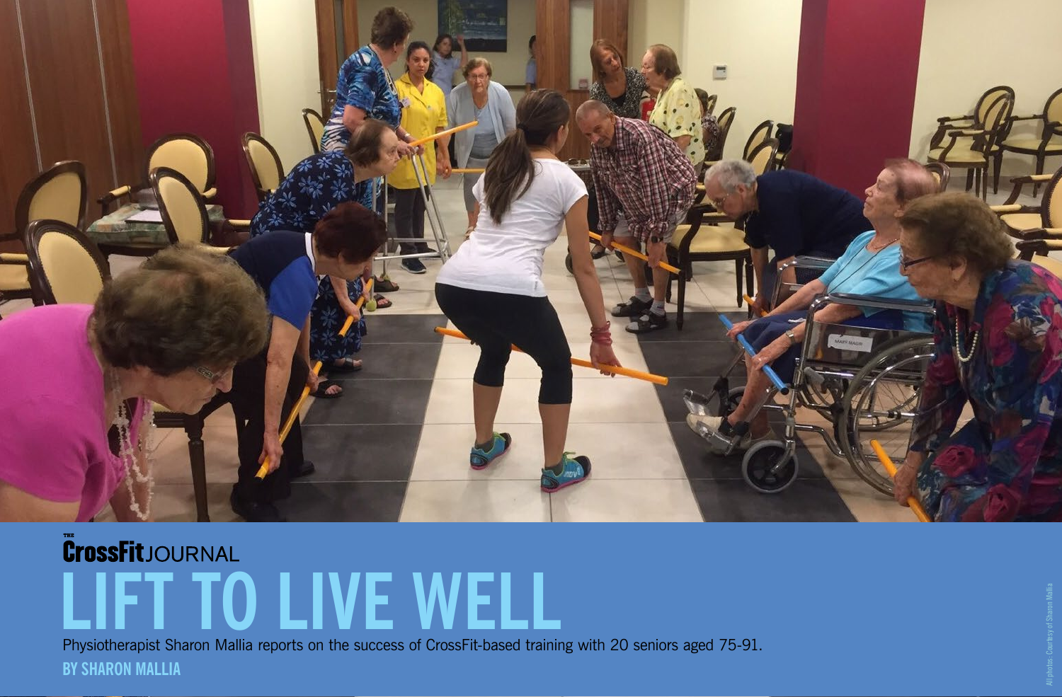THE CrossFit JOURNAL

# LIFT TO LIVE WELL

Physiotherapist Sharon Mallia reports on the success of CrossFit-based training with 20 seniors aged 75-91.

**BY SHARON MALLIA**

All photos: Courtesy of Sharon Mallia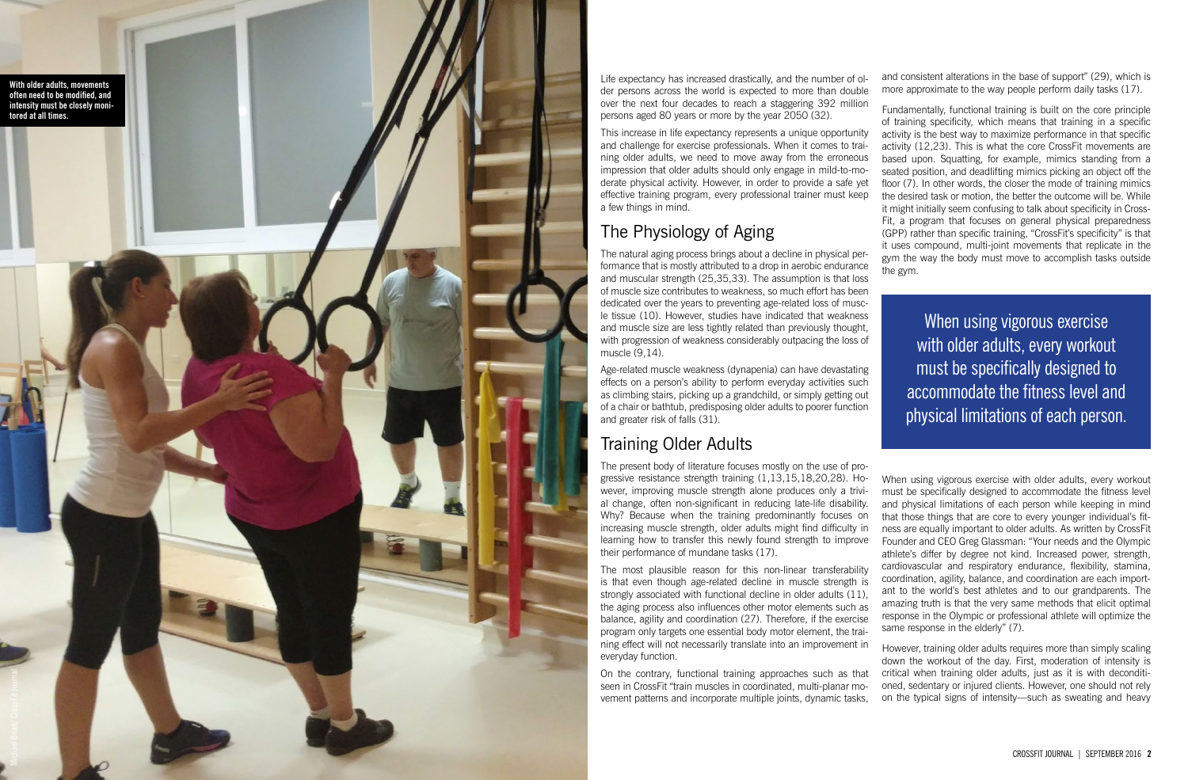With older adults, movements often need to be modified, and intensity must be closely monitored at all times.

Life expectancy has increased drastically, and the number of older persons across the world is expected to more than double over the next four decades to reach a staggering 392 million persons aged 80 years or more by the year 2050 (32).

This increase in life expectancy represents a unique opportunity and challenge for exercise professionals. When it comes to training older adults, we need to move away from the erroneous impression that older adults should only engage in mild-to-moderate physical activity. However, in order to provide a safe yet effective training program, every professional trainer must keep a few things in mind.

## The Physiology of Aging

The natural aging process brings about a decline in physical performance that is mostly attributed to a drop in aerobic endurance and muscular strength (25,35,33). The assumption is that loss of muscle size contributes to weakness, so much effort has been dedicated over the years to preventing age-related loss of muscle tissue (10). However, studies have indicated that weakness and muscle size are less tightly related than previously thought, with progression of weakness considerably outpacing the loss of muscle (9,14).

Age-related muscle weakness (dynapenia) can have devastating effects on a person's ability to perform everyday activities such as climbing stairs, picking up a grandchild, or simply getting out of a chair or bathtub, predisposing older adults to poorer function and greater risk of falls (31).

## Training Older Adults

The present body of literature focuses mostly on the use of progressive resistance strength training (1,13,15,18,20,28). However, improving muscle strength alone produces only a trivial change, often non-significant in reducing late-life disability. Why? Because when the training predominantly focuses on increasing muscle strength, older adults might find difficulty in learning how to transfer this newly found strength to improve their performance of mundane tasks (17).

The most plausible reason for this non-linear transferability is that even though age-related decline in muscle strength is strongly associated with functional decline in older adults (11), the aging process also influences other motor elements such as balance, agility and coordination (27). Therefore, if the exercise program only targets one essential body motor element, the training effect will not necessarily translate into an improvement in everyday function.

On the contrary, functional training approaches such as that seen in CrossFit "train muscles in coordinated, multi-planar movement patterns and incorporate multiple joints, dynamic tasks, and consistent alterations in the base of support" (29), which is more approximate to the way people perform daily tasks (17).

Fundamentally, functional training is built on the core principle of training specificity, which means that training in a specific activity is the best way to maximize performance in that specific activity (12,23). This is what the core CrossFit movements are based upon. Squatting, for example, mimics standing from a seated position, and deadlifting mimics picking an object off the floor (7). In other words, the closer the mode of training mimics the desired task or motion, the better the outcome will be. While it might initially seem confusing to talk about specificity in CrossFit, a program that focuses on general physical preparedness (GPP) rather than specific training, "CrossFit's specificity" is that it uses compound, multi-joint movements that replicate in the gym the way the body must move to accomplish tasks outside the gym.

> When using vigorous exercise with older adults, every workout must be specifically designed to accommodate the fitness level and physical limitations of each person.

When using vigorous exercise with older adults, every workout must be specifically designed to accommodate the fitness level and physical limitations of each person while keeping in mind that those things that are core to every younger individual's fitness are equally important to older adults. As written by CrossFit Founder and CEO Greg Glassman: "Your needs and the Olympic athlete's differ by degree not kind. Increased power, strength, cardiovascular and respiratory endurance, flexibility, stamina, coordination, agility, balance, and coordination are each important to the world's best athletes and to our grandparents. The amazing truth is that the very same methods that elicit optimal response in the Olympic or professional athlete will optimize the same response in the elderly" (7).

However, training older adults requires more than simply scaling down the workout of the day. First, moderation of intensity is critical when training older adults, just as it is with deconditioned, sedentary or injured clients. However, one should not rely on the typical signs of intensity—such as sweating and heavy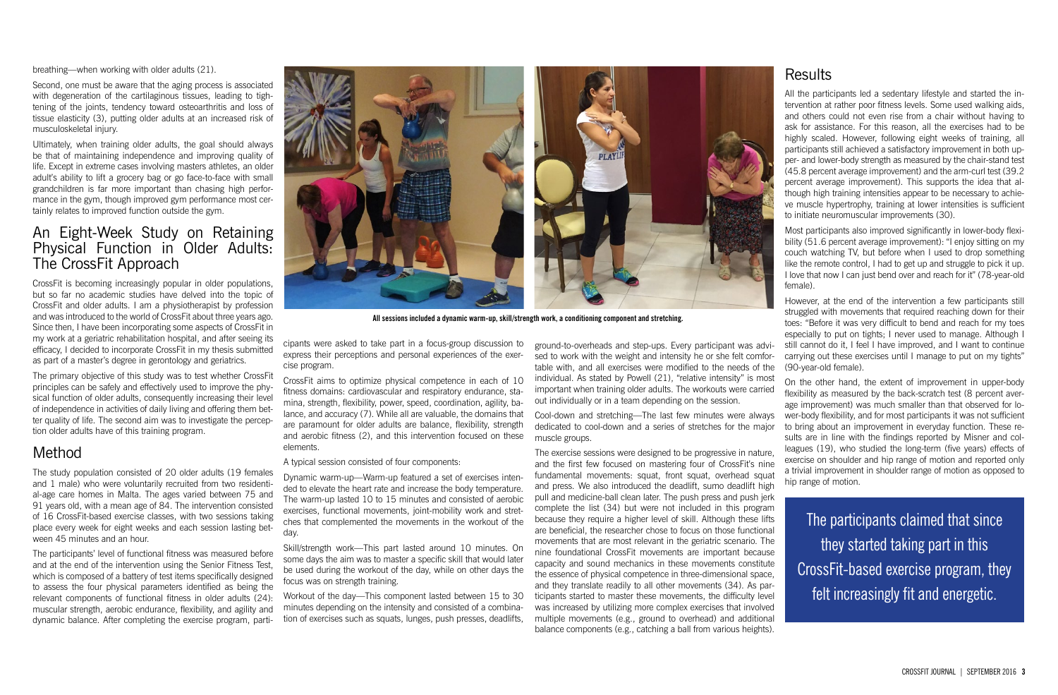breathing—when working with older adults (21).

Second, one must be aware that the aging process is associated with degeneration of the cartilaginous tissues, leading to tightening of the joints, tendency toward osteoarthritis and loss of tissue elasticity (3), putting older adults at an increased risk of musculoskeletal injury.

Ultimately, when training older adults, the goal should always be that of maintaining independence and improving quality of life. Except in extreme cases involving masters athletes, an older adult's ability to lift a grocery bag or go face-to-face with small grandchildren is far more important than chasing high performance in the gym, though improved gym performance most certainly relates to improved function outside the gym.

## An Eight-Week Study on Retaining Physical Function in Older Adults: The CrossFit Approach

CrossFit is becoming increasingly popular in older populations, but so far no academic studies have delved into the topic of CrossFit and older adults. I am a physiotherapist by profession and was introduced to the world of CrossFit about three years ago. Since then, I have been incorporating some aspects of CrossFit in my work at a geriatric rehabilitation hospital, and after seeing its efficacy, I decided to incorporate CrossFit in my thesis submitted as part of a master's degree in gerontology and geriatrics.

The primary objective of this study was to test whether CrossFit principles can be safely and effectively used to improve the physical function of older adults, consequently increasing their level of independence in activities of daily living and offering them better quality of life. The second aim was to investigate the perception older adults have of this training program.

## Method

The study population consisted of 20 older adults (19 females and 1 male) who were voluntarily recruited from two residential-age care homes in Malta. The ages varied between 75 and 91 years old, with a mean age of 84. The intervention consisted of 16 CrossFit-based exercise classes, with two sessions taking place every week for eight weeks and each session lasting between 45 minutes and an hour.

The participants' level of functional fitness was measured before and at the end of the intervention using the Senior Fitness Test, which is composed of a battery of test items specifically designed to assess the four physical parameters identified as being the relevant components of functional fitness in older adults (24): muscular strength, aerobic endurance, flexibility, and agility and dynamic balance. After completing the exercise program, participants were asked to take part in a focus-group discussion to express their perceptions and personal experiences of the exercise program.

All sessions included a dynamic warm-up, skill/strength work, a conditioning component and stretching.

CrossFit aims to optimize physical competence in each of 10 fitness domains: cardiovascular and respiratory endurance, stamina, strength, flexibility, power, speed, coordination, agility, balance, and accuracy (7). While all are valuable, the domains that are paramount for older adults are balance, flexibility, strength and aerobic fitness (2), and this intervention focused on these elements.

A typical session consisted of four components:

Dynamic warm-up—Warm-up featured a set of exercises intended to elevate the heart rate and increase the body temperature. The warm-up lasted 10 to 15 minutes and consisted of aerobic exercises, functional movements, joint-mobility work and stretches that complemented the movements in the workout of the day.

Skill/strength work—This part lasted around 10 minutes. On some days the aim was to master a specific skill that would later be used during the workout of the day, while on other days the focus was on strength training.

Workout of the day—This component lasted between 15 to 30 minutes depending on the intensity and consisted of a combination of exercises such as squats, lunges, push presses, deadlifts, ground-to-overheads and step-ups. Every participant was advised to work with the weight and intensity he or she felt comfortable with, and all exercises were modified to the needs of the individual. As stated by Powell (21), "relative intensity" is most important when training older adults. The workouts were carried out individually or in a team depending on the session.

Cool-down and stretching—The last few minutes were always dedicated to cool-down and a series of stretches for the major muscle groups.

The exercise sessions were designed to be progressive in nature, and the first few focused on mastering four of CrossFit's nine fundamental movements: squat, front squat, overhead squat and press. We also introduced the deadlift, sumo deadlift high pull and medicine-ball clean later. The push press and push jerk complete the list (34) but were not included in this program because they require a higher level of skill. Although these lifts are beneficial, the researcher chose to focus on those functional movements that are most relevant in the geriatric scenario. The nine foundational CrossFit movements are important because capacity and sound mechanics in these movements constitute the essence of physical competence in three-dimensional space, and they translate readily to all other movements (34). As participants started to master these movements, the difficulty level was increased by utilizing more complex exercises that involved multiple movements (e.g., ground to overhead) and additional balance components (e.g., catching a ball from various heights).

## Results

All the participants led a sedentary lifestyle and started the intervention at rather poor fitness levels. Some used walking aids, and others could not even rise from a chair without having to ask for assistance. For this reason, all the exercises had to be highly scaled. However, following eight weeks of training, all participants still achieved a satisfactory improvement in both upper- and lower-body strength as measured by the chair-stand test (45.8 percent average improvement) and the arm-curl test (39.2 percent average improvement). This supports the idea that although high training intensities appear to be necessary to achieve muscle hypertrophy, training at lower intensities is sufficient to initiate neuromuscular improvements (30).

Most participants also improved significantly in lower-body flexibility (51.6 percent average improvement): "I enjoy sitting on my couch watching TV, but before when I used to drop something like the remote control, I had to get up and struggle to pick it up. I love that now I can just bend over and reach for it" (78-year-old female).

However, at the end of the intervention a few participants still struggled with movements that required reaching down for their toes: "Before it was very difficult to bend and reach for my toes especially to put on tights; I never used to manage. Although I still cannot do it, I feel I have improved, and I want to continue carrying out these exercises until I manage to put on my tights" (90-year-old female).

On the other hand, the extent of improvement in upper-body flexibility as measured by the back-scratch test (8 percent average improvement) was much smaller than that observed for lower-body flexibility, and for most participants it was not sufficient to bring about an improvement in everyday function. These results are in line with the findings reported by Misner and colleagues (19), who studied the long-term (five years) effects of exercise on shoulder and hip range of motion and reported only a trivial improvement in shoulder range of motion as opposed to hip range of motion.

The participants claimed that since they started taking part in this CrossFit-based exercise program, they felt increasingly fit and energetic.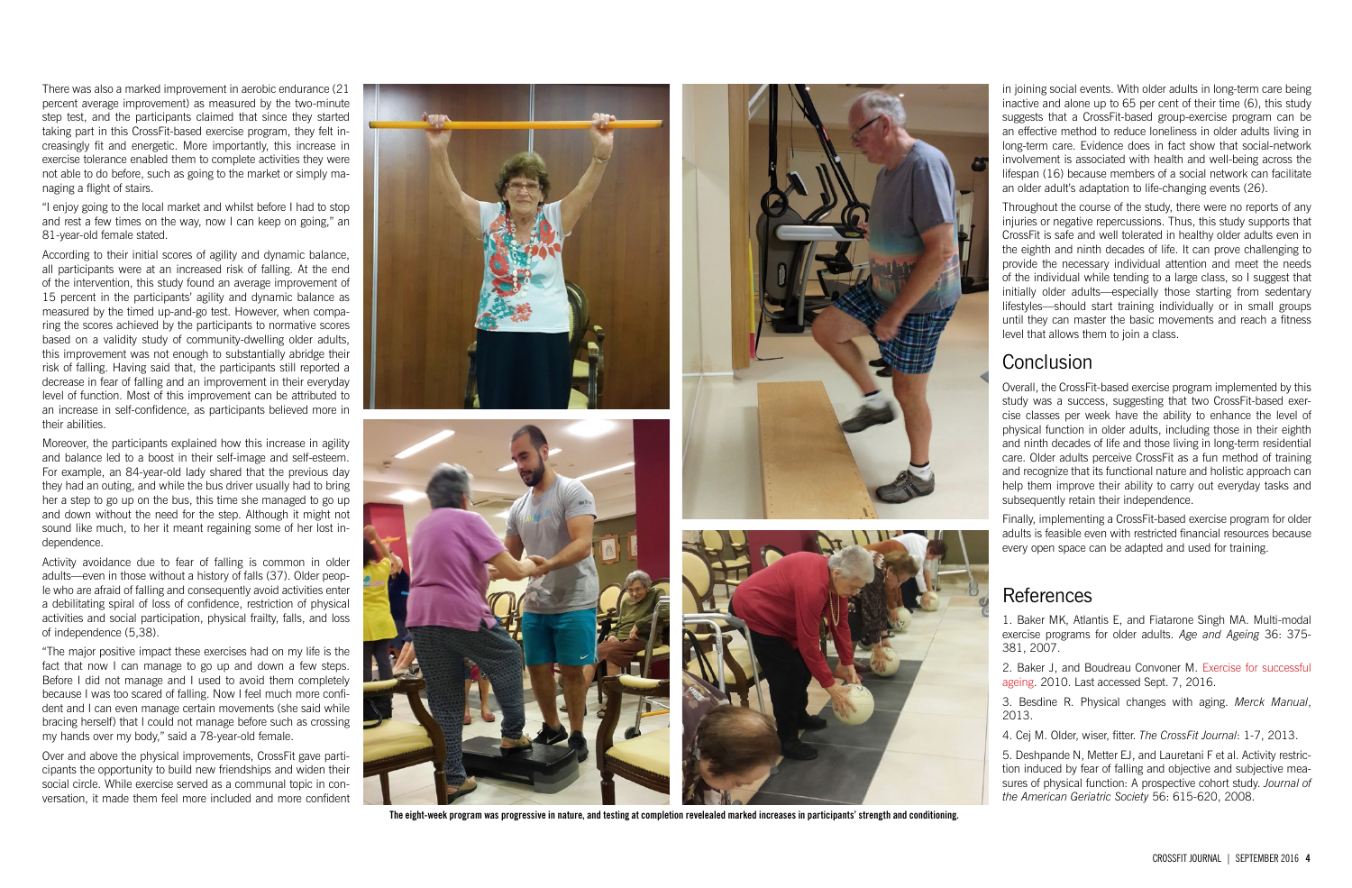There was also a marked improvement in aerobic endurance (21 percent average improvement) as measured by the two-minute step test, and the participants claimed that since they started taking part in this CrossFit-based exercise program, they felt increasingly fit and energetic. More importantly, this increase in exercise tolerance enabled them to complete activities they were not able to do before, such as going to the market or simply managing a flight of stairs.

"I enjoy going to the local market and whilst before I had to stop and rest a few times on the way, now I can keep on going," an 81-year-old female stated.

According to their initial scores of agility and dynamic balance, all participants were at an increased risk of falling. At the end of the intervention, this study found an average improvement of 15 percent in the participants' agility and dynamic balance as measured by the timed up-and-go test. However, when comparing the scores achieved by the participants to normative scores based on a validity study of community-dwelling older adults, this improvement was not enough to substantially abridge their risk of falling. Having said that, the participants still reported a decrease in fear of falling and an improvement in their everyday level of function. Most of this improvement can be attributed to an increase in self-confidence, as participants believed more in their abilities.

Moreover, the participants explained how this increase in agility and balance led to a boost in their self-image and self-esteem. For example, an 84-year-old lady shared that the previous day they had an outing, and while the bus driver usually had to bring her a step to go up on the bus, this time she managed to go up and down without the need for the step. Although it might not sound like much, to her it meant regaining some of her lost independence.

Activity avoidance due to fear of falling is common in older adults—even in those without a history of falls (37). Older people who are afraid of falling and consequently avoid activities enter a debilitating spiral of loss of confidence, restriction of physical activities and social participation, physical frailty, falls, and loss of independence (5,38).

"The major positive impact these exercises had on my life is the fact that now I can manage to go up and down a few steps. Before I did not manage and I used to avoid them completely because I was too scared of falling. Now I feel much more confident and I can even manage certain movements (she said while bracing herself) that I could not manage before such as crossing my hands over my body," said a 78-year-old female.

Over and above the physical improvements, CrossFit gave participants the opportunity to build new friendships and widen their social circle. While exercise served as a communal topic in conversation, it made them feel more included and more confident in joining social events. With older adults in long-term care being inactive and alone up to 65 per cent of their time (6), this study suggests that a CrossFit-based group-exercise program can be an effective method to reduce loneliness in older adults living in long-term care. Evidence does in fact show that social-network involvement is associated with health and well-being across the lifespan (16) because members of a social network can facilitate an older adult's adaptation to life-changing events (26).

Throughout the course of the study, there were no reports of any injuries or negative repercussions. Thus, this study supports that CrossFit is safe and well tolerated in healthy older adults even in the eighth and ninth decades of life. It can prove challenging to provide the necessary individual attention and meet the needs of the individual while tending to a large class, so I suggest that initially older adults—especially those starting from sedentary lifestyles—should start training individually or in small groups until they can master the basic movements and reach a fitness level that allows them to join a class.

The eight-week program was progressive in nature, and testing at completion revelealed marked increases in participants' strength and conditioning.

## Conclusion

Overall, the CrossFit-based exercise program implemented by this study was a success, suggesting that two CrossFit-based exercise classes per week have the ability to enhance the level of physical function in older adults, including those in their eighth and ninth decades of life and those living in long-term residential care. Older adults perceive CrossFit as a fun method of training and recognize that its functional nature and holistic approach can help them improve their ability to carry out everyday tasks and subsequently retain their independence.

Finally, implementing a CrossFit-based exercise program for older adults is feasible even with restricted financial resources because every open space can be adapted and used for training.

## References

1. Baker MK, Atlantis E, and Fiatarone Singh MA. Multi-modal exercise programs for older adults. *Age and Ageing* 36: 375-381, 2007.

2. Baker J, and Boudreau Convoner M. Exercise for successful ageing. 2010. Last accessed Sept. 7, 2016.

3. Besdine R. Physical changes with aging. *Merck Manual*, 2013.

4. Cej M. Older, wiser, fitter. *The CrossFit Journal*: 1-7, 2013.

5. Deshpande N, Metter EJ, and Lauretani F et al. Activity restriction induced by fear of falling and objective and subjective measures of physical function: A prospective cohort study. *Journal of the American Geriatric Society* 56: 615-620, 2008.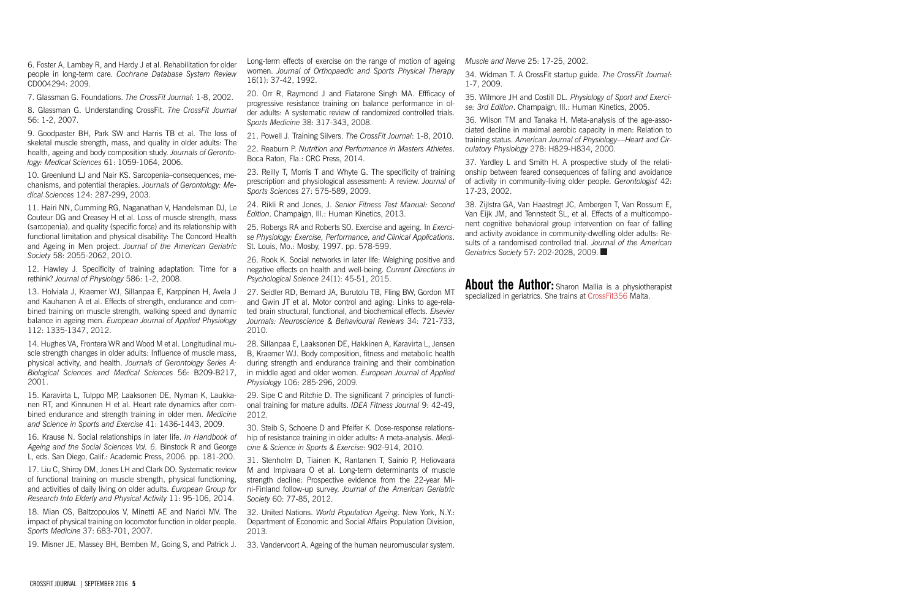6. Foster A, Lambey R, and Hardy J et al. Rehabilitation for older people in long-term care. *Cochrane Database System Review* CD004294: 2009.

7. Glassman G. Foundations. *The CrossFit Journal*: 1-8, 2002.

8. Glassman G. Understanding CrossFit. *The CrossFit Journal* 56: 1-2, 2007.

9. Goodpaster BH, Park SW and Harris TB et al. The loss of skeletal muscle strength, mass, and quality in older adults: The health, ageing and body composition study. *Journals of Gerontology: Medical Sciences* 61: 1059-1064, 2006.

10. Greenlund LJ and Nair KS. Sarcopenia–consequences, mechanisms, and potential therapies. *Journals of Gerontology: Medical Sciences* 124: 287-299, 2003.

11. Hairi NN, Cumming RG, Naganathan V, Handelsman DJ, Le Couteur DG and Creasey H et al. Loss of muscle strength, mass (sarcopenia), and quality (specific force) and its relationship with functional limitation and physical disability: The Concord Health and Ageing in Men project. *Journal of the American Geriatric Society* 58: 2055-2062, 2010.

12. Hawley J. Specificity of training adaptation: Time for a rethink? *Journal of Physiology* 586: 1-2, 2008.

13. Holviala J, Kraemer WJ, Sillanpaa E, Karppinen H, Avela J and Kauhanen A et al. Effects of strength, endurance and combined training on muscle strength, walking speed and dynamic balance in ageing men. *European Journal of Applied Physiology* 112: 1335-1347, 2012.

14. Hughes VA, Frontera WR and Wood M et al. Longitudinal muscle strength changes in older adults: Influence of muscle mass, physical activity, and health. *Journals of Gerontology Series A: Biological Sciences and Medical Sciences* 56: B209-B217, 2001.

15. Karavirta L, Tulppo MP, Laaksonen DE, Nyman K, Laukkanen RT, and Kinnunen H et al. Heart rate dynamics after combined endurance and strength training in older men. *Medicine and Science in Sports and Exercise* 41: 1436-1443, 2009.

16. Krause N. Social relationships in later life. *In Handbook of Ageing and the Social Sciences Vol. 6*. Binstock R and George L, eds. San Diego, Calif.: Academic Press, 2006. pp. 181-200.

17. Liu C, Shiroy DM, Jones LH and Clark DO. Systematic review of functional training on muscle strength, physical functioning, and activities of daily living on older adults. *European Group for Research Into Elderly and Physical Activity* 11: 95-106, 2014.

18. Mian OS, Baltzopoulos V, Minetti AE and Narici MV. The impact of physical training on locomotor function in older people. *Sports Medicine* 37: 683-701, 2007.

19. Misner JE, Massey BH, Bemben M, Going S, and Patrick J. Long-term effects of exercise on the range of motion of ageing women. *Journal of Orthopaedic and Sports Physical Therapy* 16(1): 37-42, 1992.

20. Orr R, Raymond J and Fiatarone Singh MA. Effficacy of progressive resistance training on balance performance in older adults: A systematic review of randomized controlled trials. *Sports Medicine* 38: 317-343, 2008.

21. Powell J. Training Silvers. *The CrossFit Journal*: 1-8, 2010.

22. Reaburn P. *Nutrition and Performance in Masters Athletes*. Boca Raton, Fla.: CRC Press, 2014.

23. Reilly T, Morris T and Whyte G. The specificity of training prescription and physiological assessment: A review. *Journal of Sports Sciences* 27: 575-589, 2009.

24. Rikli R and Jones, J. *Senior Fitness Test Manual: Second Edition*. Champaign, Ill.: Human Kinetics, 2013.

25. Robergs RA and Roberts SO. Exercise and ageing. In *Exercise Physiology: Exercise, Performance, and Clinical Applications*. St. Louis, Mo.: Mosby, 1997. pp. 578-599.

26. Rook K. Social networks in later life: Weighing positive and negative effects on health and well-being. *Current Directions in Psychological Science* 24(1): 45-51, 2015.

27. Seidler RD, Bernard JA, Burutolu TB, Fling BW, Gordon MT and Gwin JT et al. Motor control and aging: Links to age-related brain structural, functional, and biochemical effects. *Elsevier Journals: Neuroscience & Behavioural Reviews* 34: 721-733, 2010.

28. Sillanpaa E, Laaksonen DE, Hakkinen A, Karavirta L, Jensen B, Kraemer WJ. Body composition, fitness and metabolic health during strength and endurance training and their combination in middle aged and older women. *European Journal of Applied Physiology* 106: 285-296, 2009.

29. Sipe C and Ritchie D. The significant 7 principles of functional training for mature adults. *IDEA Fitness Journal* 9: 42-49, 2012.

30. Steib S, Schoene D and Pfeifer K. Dose-response relationship of resistance training in older adults: A meta-analysis. *Medicine & Science in Sports & Exercise*: 902-914, 2010.

31. Stenholm D, Tiainen K, Rantanen T, Sainio P, Heliovaara M and Impivaara O et al. Long-term determinants of muscle strength decline: Prospective evidence from the 22-year Mini-Finland follow-up survey. *Journal of the American Geriatric Society* 60: 77-85, 2012.

32. United Nations. *World Population Ageing*. New York, N.Y.: Department of Economic and Social Affairs Population Division, 2013.

33. Vandervoort A. Ageing of the human neuromuscular system. *Muscle and Nerve* 25: 17-25, 2002.

34. Widman T. A CrossFit startup guide. *The CrossFit Journal*: 1-7, 2009.

35. Wilmore JH and Costill DL. *Physiology of Sport and Exercise: 3rd Edition*. Champaign, Ill.: Human Kinetics, 2005.

36. Wilson TM and Tanaka H. Meta-analysis of the age-associated decline in maximal aerobic capacity in men: Relation to training status. *American Journal of Physiology—Heart and Circulatory Physiology* 278: H829-H834, 2000.

37. Yardley L and Smith H. A prospective study of the relationship between feared consequences of falling and avoidance of activity in community-living older people. *Gerontologist* 42: 17-23, 2002.

38. Zijlstra GA, Van Haastregt JC, Ambergen T, Van Rossum E, Van Eijk JM, and Tennstedt SL, et al. Effects of a multicomponent cognitive behavioral group intervention on fear of falling and activity avoidance in community-dwelling older adults: Results of a randomised controlled trial. *Journal of the American Geriatrics Society* 57: 202-2028, 2009. ■

**About the Author:** Sharon Mallia is a physiotherapist specialized in geriatrics. She trains at CrossFit356 Malta.